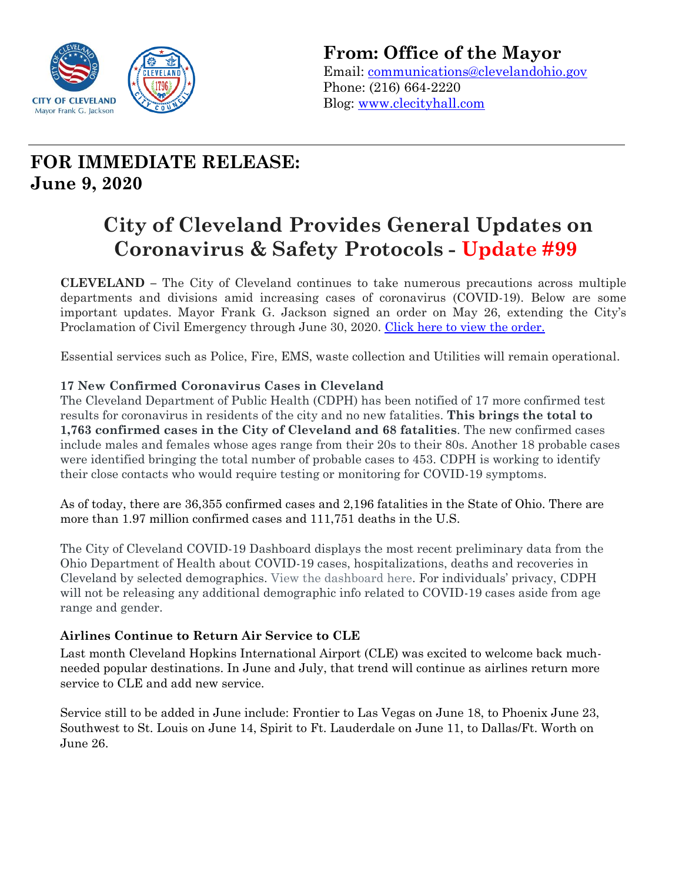CITY OF CLEVELAND
Mayor Frank G. Jackson

**From: Office of the Mayor**
Email: [communications@clevelandohio.gov](mailto:communications@clevelandohio.gov)
Phone: (216) 664-2220
Blog: [www.clecityhall.com](http://www.clecityhall.com)

---

# FOR IMMEDIATE RELEASE:
# June 9, 2020

## City of Cleveland Provides General Updates on Coronavirus & Safety Protocols - Update #99

**CLEVELAND** – The City of Cleveland continues to take numerous precautions across multiple departments and divisions amid increasing cases of coronavirus (COVID-19). Below are some important updates. Mayor Frank G. Jackson signed an order on May 26, extending the City's Proclamation of Civil Emergency through June 30, 2020. Click here to view the order.

Essential services such as Police, Fire, EMS, waste collection and Utilities will remain operational.

**17 New Confirmed Coronavirus Cases in Cleveland**

The Cleveland Department of Public Health (CDPH) has been notified of 17 more confirmed test results for coronavirus in residents of the city and no new fatalities. **This brings the total to 1,763 confirmed cases in the City of Cleveland and 68 fatalities**. The new confirmed cases include males and females whose ages range from their 20s to their 80s. Another 18 probable cases were identified bringing the total number of probable cases to 453. CDPH is working to identify their close contacts who would require testing or monitoring for COVID-19 symptoms.

As of today, there are 36,355 confirmed cases and 2,196 fatalities in the State of Ohio. There are more than 1.97 million confirmed cases and 111,751 deaths in the U.S.

The City of Cleveland COVID-19 Dashboard displays the most recent preliminary data from the Ohio Department of Health about COVID-19 cases, hospitalizations, deaths and recoveries in Cleveland by selected demographics. View the dashboard here. For individuals' privacy, CDPH will not be releasing any additional demographic info related to COVID-19 cases aside from age range and gender.

**Airlines Continue to Return Air Service to CLE**

Last month Cleveland Hopkins International Airport (CLE) was excited to welcome back much-needed popular destinations. In June and July, that trend will continue as airlines return more service to CLE and add new service.

Service still to be added in June include: Frontier to Las Vegas on June 18, to Phoenix June 23, Southwest to St. Louis on June 14, Spirit to Ft. Lauderdale on June 11, to Dallas/Ft. Worth on June 26.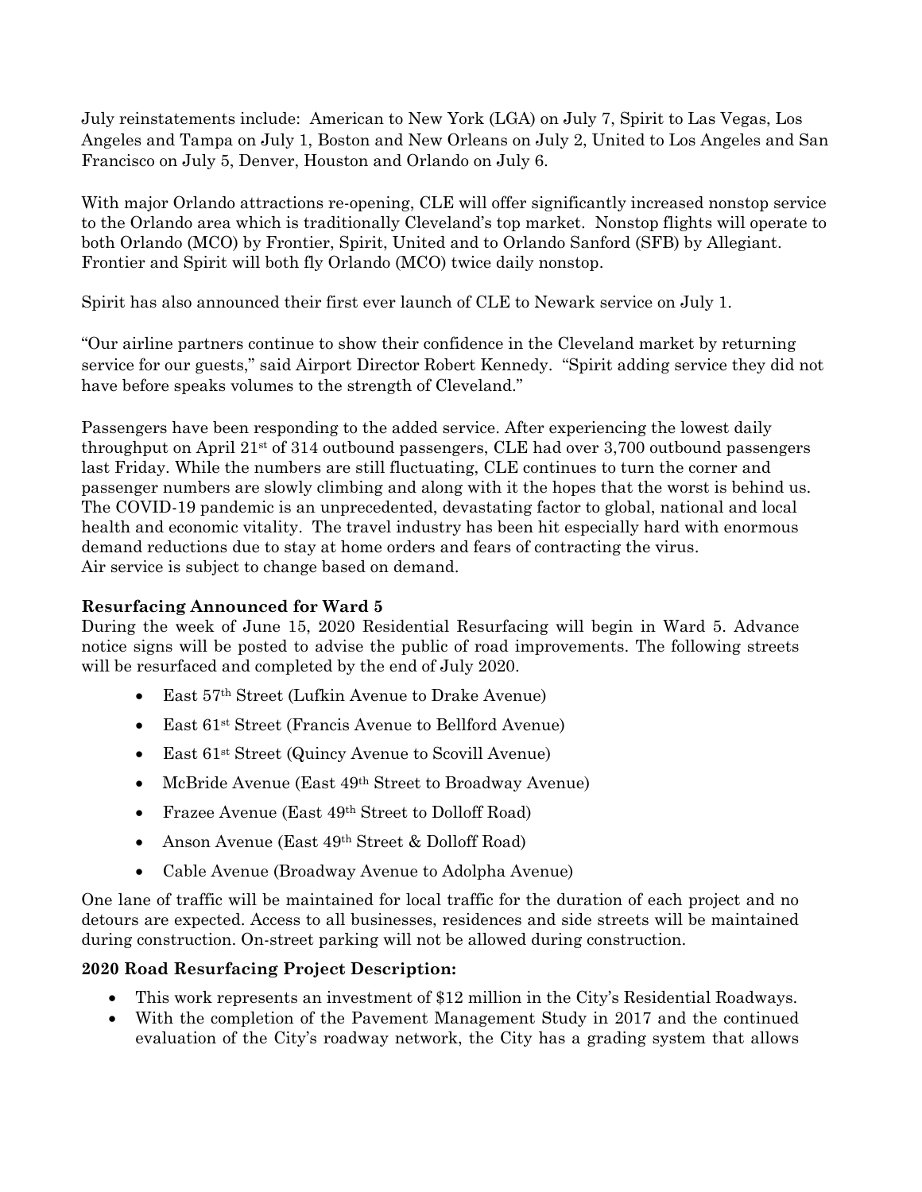July reinstatements include: American to New York (LGA) on July 7, Spirit to Las Vegas, Los Angeles and Tampa on July 1, Boston and New Orleans on July 2, United to Los Angeles and San Francisco on July 5, Denver, Houston and Orlando on July 6.

With major Orlando attractions re-opening, CLE will offer significantly increased nonstop service to the Orlando area which is traditionally Cleveland's top market. Nonstop flights will operate to both Orlando (MCO) by Frontier, Spirit, United and to Orlando Sanford (SFB) by Allegiant. Frontier and Spirit will both fly Orlando (MCO) twice daily nonstop.

Spirit has also announced their first ever launch of CLE to Newark service on July 1.

"Our airline partners continue to show their confidence in the Cleveland market by returning service for our guests," said Airport Director Robert Kennedy. "Spirit adding service they did not have before speaks volumes to the strength of Cleveland."

Passengers have been responding to the added service. After experiencing the lowest daily throughput on April 21st of 314 outbound passengers, CLE had over 3,700 outbound passengers last Friday. While the numbers are still fluctuating, CLE continues to turn the corner and passenger numbers are slowly climbing and along with it the hopes that the worst is behind us. The COVID-19 pandemic is an unprecedented, devastating factor to global, national and local health and economic vitality. The travel industry has been hit especially hard with enormous demand reductions due to stay at home orders and fears of contracting the virus.
Air service is subject to change based on demand.

**Resurfacing Announced for Ward 5**

During the week of June 15, 2020 Residential Resurfacing will begin in Ward 5. Advance notice signs will be posted to advise the public of road improvements. The following streets will be resurfaced and completed by the end of July 2020.

- East 57th Street (Lufkin Avenue to Drake Avenue)
- East 61st Street (Francis Avenue to Bellford Avenue)
- East 61st Street (Quincy Avenue to Scovill Avenue)
- McBride Avenue (East 49th Street to Broadway Avenue)
- Frazee Avenue (East 49th Street to Dolloff Road)
- Anson Avenue (East 49th Street & Dolloff Road)
- Cable Avenue (Broadway Avenue to Adolpha Avenue)

One lane of traffic will be maintained for local traffic for the duration of each project and no detours are expected. Access to all businesses, residences and side streets will be maintained during construction. On-street parking will not be allowed during construction.

**2020 Road Resurfacing Project Description:**

- This work represents an investment of $12 million in the City's Residential Roadways.
- With the completion of the Pavement Management Study in 2017 and the continued evaluation of the City's roadway network, the City has a grading system that allows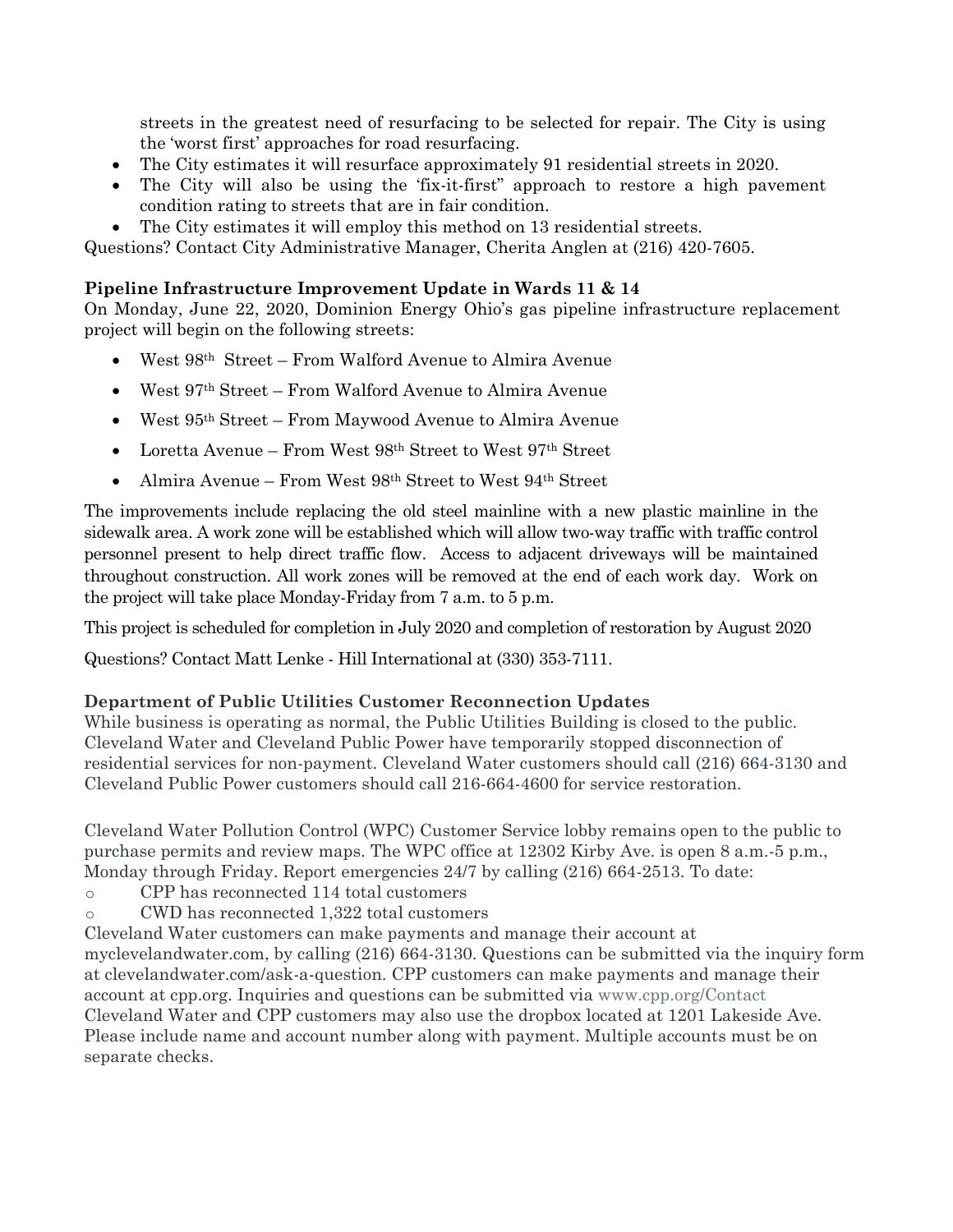streets in the greatest need of resurfacing to be selected for repair. The City is using the 'worst first' approaches for road resurfacing.

- The City estimates it will resurface approximately 91 residential streets in 2020.
- The City will also be using the 'fix-it-first" approach to restore a high pavement condition rating to streets that are in fair condition.
- The City estimates it will employ this method on 13 residential streets.

Questions? Contact City Administrative Manager, Cherita Anglen at (216) 420-7605.

**Pipeline Infrastructure Improvement Update in Wards 11 & 14**

On Monday, June 22, 2020, Dominion Energy Ohio's gas pipeline infrastructure replacement project will begin on the following streets:

- West 98th Street – From Walford Avenue to Almira Avenue
- West 97th Street – From Walford Avenue to Almira Avenue
- West 95th Street – From Maywood Avenue to Almira Avenue
- Loretta Avenue – From West 98th Street to West 97th Street
- Almira Avenue – From West 98th Street to West 94th Street

The improvements include replacing the old steel mainline with a new plastic mainline in the sidewalk area. A work zone will be established which will allow two-way traffic with traffic control personnel present to help direct traffic flow. Access to adjacent driveways will be maintained throughout construction. All work zones will be removed at the end of each work day. Work on the project will take place Monday-Friday from 7 a.m. to 5 p.m.

This project is scheduled for completion in July 2020 and completion of restoration by August 2020

Questions? Contact Matt Lenke - Hill International at (330) 353-7111.

**Department of Public Utilities Customer Reconnection Updates**

While business is operating as normal, the Public Utilities Building is closed to the public. Cleveland Water and Cleveland Public Power have temporarily stopped disconnection of residential services for non-payment. Cleveland Water customers should call (216) 664-3130 and Cleveland Public Power customers should call 216-664-4600 for service restoration.

Cleveland Water Pollution Control (WPC) Customer Service lobby remains open to the public to purchase permits and review maps. The WPC office at 12302 Kirby Ave. is open 8 a.m.-5 p.m., Monday through Friday. Report emergencies 24/7 by calling (216) 664-2513. To date:

- CPP has reconnected 114 total customers
- CWD has reconnected 1,322 total customers

Cleveland Water customers can make payments and manage their account at myclevelandwater.com, by calling (216) 664-3130. Questions can be submitted via the inquiry form at clevelandwater.com/ask-a-question. CPP customers can make payments and manage their account at cpp.org. Inquiries and questions can be submitted via www.cpp.org/Contact

Cleveland Water and CPP customers may also use the dropbox located at 1201 Lakeside Ave. Please include name and account number along with payment. Multiple accounts must be on separate checks.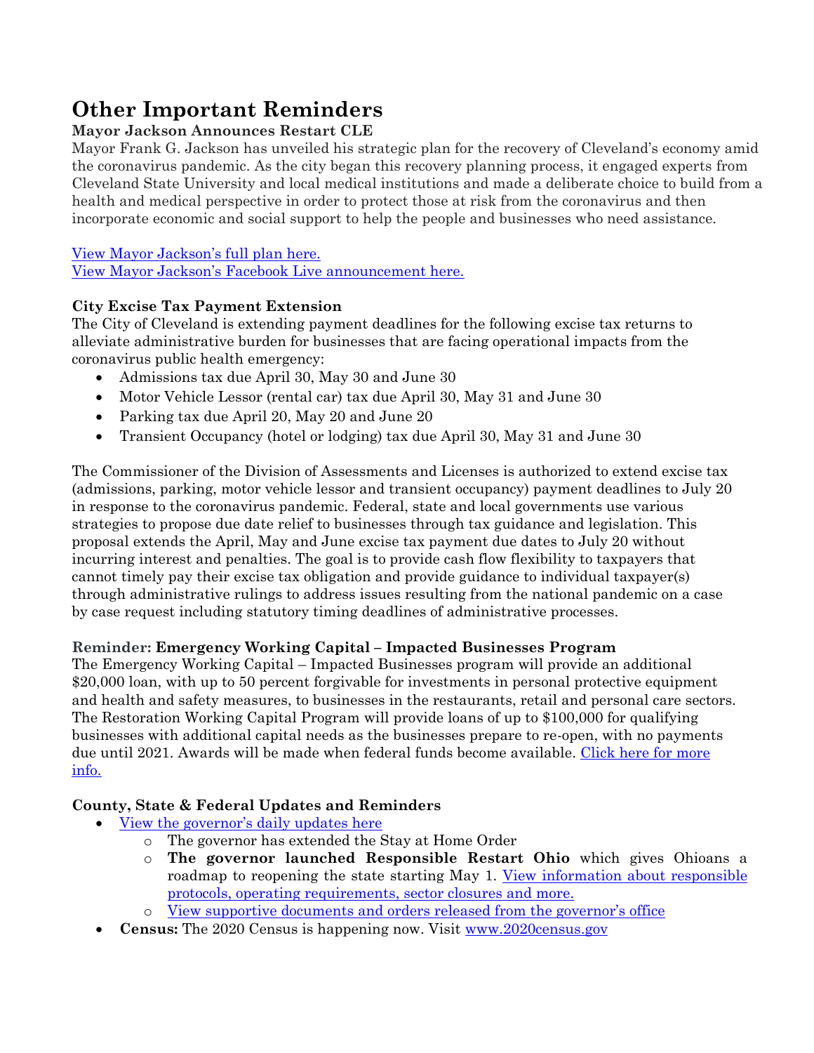# Other Important Reminders

**Mayor Jackson Announces Restart CLE**

Mayor Frank G. Jackson has unveiled his strategic plan for the recovery of Cleveland's economy amid the coronavirus pandemic. As the city began this recovery planning process, it engaged experts from Cleveland State University and local medical institutions and made a deliberate choice to build from a health and medical perspective in order to protect those at risk from the coronavirus and then incorporate economic and social support to help the people and businesses who need assistance.

View Mayor Jackson's full plan here.
View Mayor Jackson's Facebook Live announcement here.

**City Excise Tax Payment Extension**

The City of Cleveland is extending payment deadlines for the following excise tax returns to alleviate administrative burden for businesses that are facing operational impacts from the coronavirus public health emergency:

- Admissions tax due April 30, May 30 and June 30
- Motor Vehicle Lessor (rental car) tax due April 30, May 31 and June 30
- Parking tax due April 20, May 20 and June 20
- Transient Occupancy (hotel or lodging) tax due April 30, May 31 and June 30

The Commissioner of the Division of Assessments and Licenses is authorized to extend excise tax (admissions, parking, motor vehicle lessor and transient occupancy) payment deadlines to July 20 in response to the coronavirus pandemic. Federal, state and local governments use various strategies to propose due date relief to businesses through tax guidance and legislation. This proposal extends the April, May and June excise tax payment due dates to July 20 without incurring interest and penalties. The goal is to provide cash flow flexibility to taxpayers that cannot timely pay their excise tax obligation and provide guidance to individual taxpayer(s) through administrative rulings to address issues resulting from the national pandemic on a case by case request including statutory timing deadlines of administrative processes.

**Reminder: Emergency Working Capital – Impacted Businesses Program**

The Emergency Working Capital – Impacted Businesses program will provide an additional $20,000 loan, with up to 50 percent forgivable for investments in personal protective equipment and health and safety measures, to businesses in the restaurants, retail and personal care sectors. The Restoration Working Capital Program will provide loans of up to $100,000 for qualifying businesses with additional capital needs as the businesses prepare to re-open, with no payments due until 2021. Awards will be made when federal funds become available. Click here for more info.

**County, State & Federal Updates and Reminders**

- View the governor's daily updates here
  - The governor has extended the Stay at Home Order
  - **The governor launched Responsible Restart Ohio** which gives Ohioans a roadmap to reopening the state starting May 1. View information about responsible protocols, operating requirements, sector closures and more.
  - View supportive documents and orders released from the governor's office
- **Census:** The 2020 Census is happening now. Visit www.2020census.gov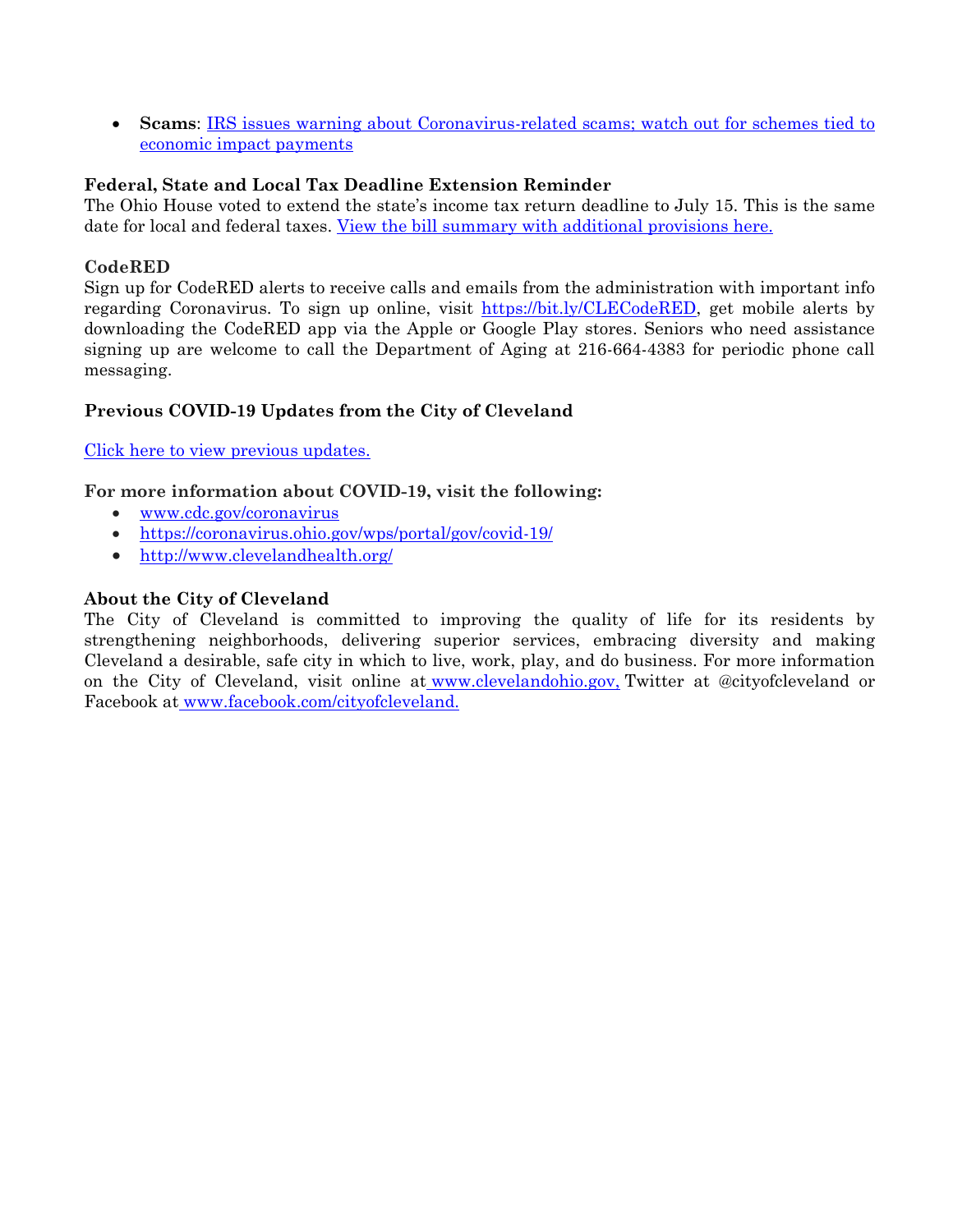- **Scams**: IRS issues warning about Coronavirus-related scams; watch out for schemes tied to economic impact payments

**Federal, State and Local Tax Deadline Extension Reminder**

The Ohio House voted to extend the state's income tax return deadline to July 15. This is the same date for local and federal taxes. View the bill summary with additional provisions here.

**CodeRED**

Sign up for CodeRED alerts to receive calls and emails from the administration with important info regarding Coronavirus. To sign up online, visit https://bit.ly/CLECodeRED, get mobile alerts by downloading the CodeRED app via the Apple or Google Play stores. Seniors who need assistance signing up are welcome to call the Department of Aging at 216-664-4383 for periodic phone call messaging.

**Previous COVID-19 Updates from the City of Cleveland**

Click here to view previous updates.

**For more information about COVID-19, visit the following:**

- www.cdc.gov/coronavirus
- https://coronavirus.ohio.gov/wps/portal/gov/covid-19/
- http://www.clevelandhealth.org/

**About the City of Cleveland**

The City of Cleveland is committed to improving the quality of life for its residents by strengthening neighborhoods, delivering superior services, embracing diversity and making Cleveland a desirable, safe city in which to live, work, play, and do business. For more information on the City of Cleveland, visit online at www.clevelandohio.gov, Twitter at @cityofcleveland or Facebook at www.facebook.com/cityofcleveland.